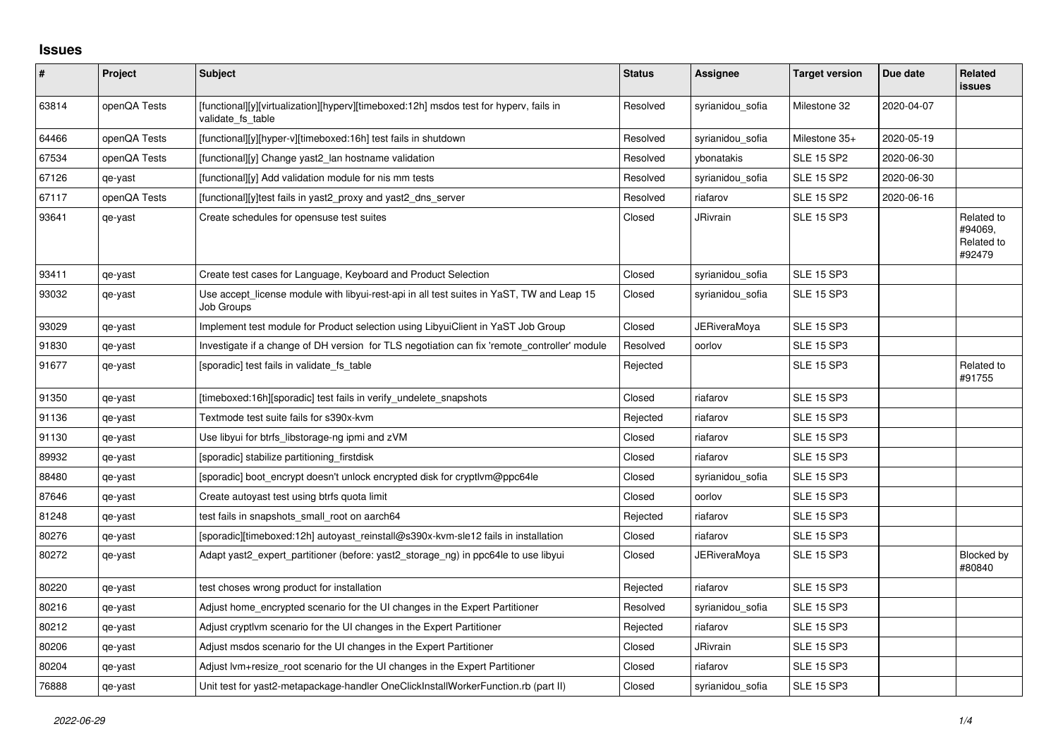## Issues

| # | Project | Subject | Status | Assignee | Target version | Due date | Related issues |
|---|---|---|---|---|---|---|---|
| 63814 | openQA Tests | [functional][y][virtualization][hyperv][timeboxed:12h] msdos test for hyperv, fails in validate_fs_table | Resolved | syrianidou_sofia | Milestone 32 | 2020-04-07 | |
| 64466 | openQA Tests | [functional][y][hyper-v][timeboxed:16h] test fails in shutdown | Resolved | syrianidou_sofia | Milestone 35+ | 2020-05-19 | |
| 67534 | openQA Tests | [functional][y] Change yast2_lan hostname validation | Resolved | ybonatakis | SLE 15 SP2 | 2020-06-30 | |
| 67126 | qe-yast | [functional][y] Add validation module for nis mm tests | Resolved | syrianidou_sofia | SLE 15 SP2 | 2020-06-30 | |
| 67117 | openQA Tests | [functional][y]test fails in yast2_proxy and yast2_dns_server | Resolved | riafarov | SLE 15 SP2 | 2020-06-16 | |
| 93641 | qe-yast | Create schedules for opensuse test suites | Closed | JRivrain | SLE 15 SP3 | | Related to #94069, Related to #92479 |
| 93411 | qe-yast | Create test cases for Language, Keyboard and Product Selection | Closed | syrianidou_sofia | SLE 15 SP3 | | |
| 93032 | qe-yast | Use accept_license module with libyui-rest-api in all test suites in YaST, TW and Leap 15 Job Groups | Closed | syrianidou_sofia | SLE 15 SP3 | | |
| 93029 | qe-yast | Implement test module for Product selection using LibyuiClient in YaST Job Group | Closed | JERiveraMoya | SLE 15 SP3 | | |
| 91830 | qe-yast | Investigate if a change of DH version for TLS negotiation can fix 'remote_controller' module | Resolved | oorlov | SLE 15 SP3 | | |
| 91677 | qe-yast | [sporadic] test fails in validate_fs_table | Rejected | | SLE 15 SP3 | | Related to #91755 |
| 91350 | qe-yast | [timeboxed:16h][sporadic] test fails in verify_undelete_snapshots | Closed | riafarov | SLE 15 SP3 | | |
| 91136 | qe-yast | Textmode test suite fails for s390x-kvm | Rejected | riafarov | SLE 15 SP3 | | |
| 91130 | qe-yast | Use libyui for btrfs_libstorage-ng ipmi and zVM | Closed | riafarov | SLE 15 SP3 | | |
| 89932 | qe-yast | [sporadic] stabilize partitioning_firstdisk | Closed | riafarov | SLE 15 SP3 | | |
| 88480 | qe-yast | [sporadic] boot_encrypt doesn't unlock encrypted disk for cryptlvm@ppc64le | Closed | syrianidou_sofia | SLE 15 SP3 | | |
| 87646 | qe-yast | Create autoyast test using btrfs quota limit | Closed | oorlov | SLE 15 SP3 | | |
| 81248 | qe-yast | test fails in snapshots_small_root on aarch64 | Rejected | riafarov | SLE 15 SP3 | | |
| 80276 | qe-yast | [sporadic][timeboxed:12h] autoyast_reinstall@s390x-kvm-sle12 fails in installation | Closed | riafarov | SLE 15 SP3 | | |
| 80272 | qe-yast | Adapt yast2_expert_partitioner (before: yast2_storage_ng) in ppc64le to use libyui | Closed | JERiveraMoya | SLE 15 SP3 | | Blocked by #80840 |
| 80220 | qe-yast | test choses wrong product for installation | Rejected | riafarov | SLE 15 SP3 | | |
| 80216 | qe-yast | Adjust home_encrypted scenario for the UI changes in the Expert Partitioner | Resolved | syrianidou_sofia | SLE 15 SP3 | | |
| 80212 | qe-yast | Adjust cryptlvm scenario for the UI changes in the Expert Partitioner | Rejected | riafarov | SLE 15 SP3 | | |
| 80206 | qe-yast | Adjust msdos scenario for the UI changes in the Expert Partitioner | Closed | JRivrain | SLE 15 SP3 | | |
| 80204 | qe-yast | Adjust lvm+resize_root scenario for the UI changes in the Expert Partitioner | Closed | riafarov | SLE 15 SP3 | | |
| 76888 | qe-yast | Unit test for yast2-metapackage-handler OneClickInstallWorkerFunction.rb (part II) | Closed | syrianidou_sofia | SLE 15 SP3 | | |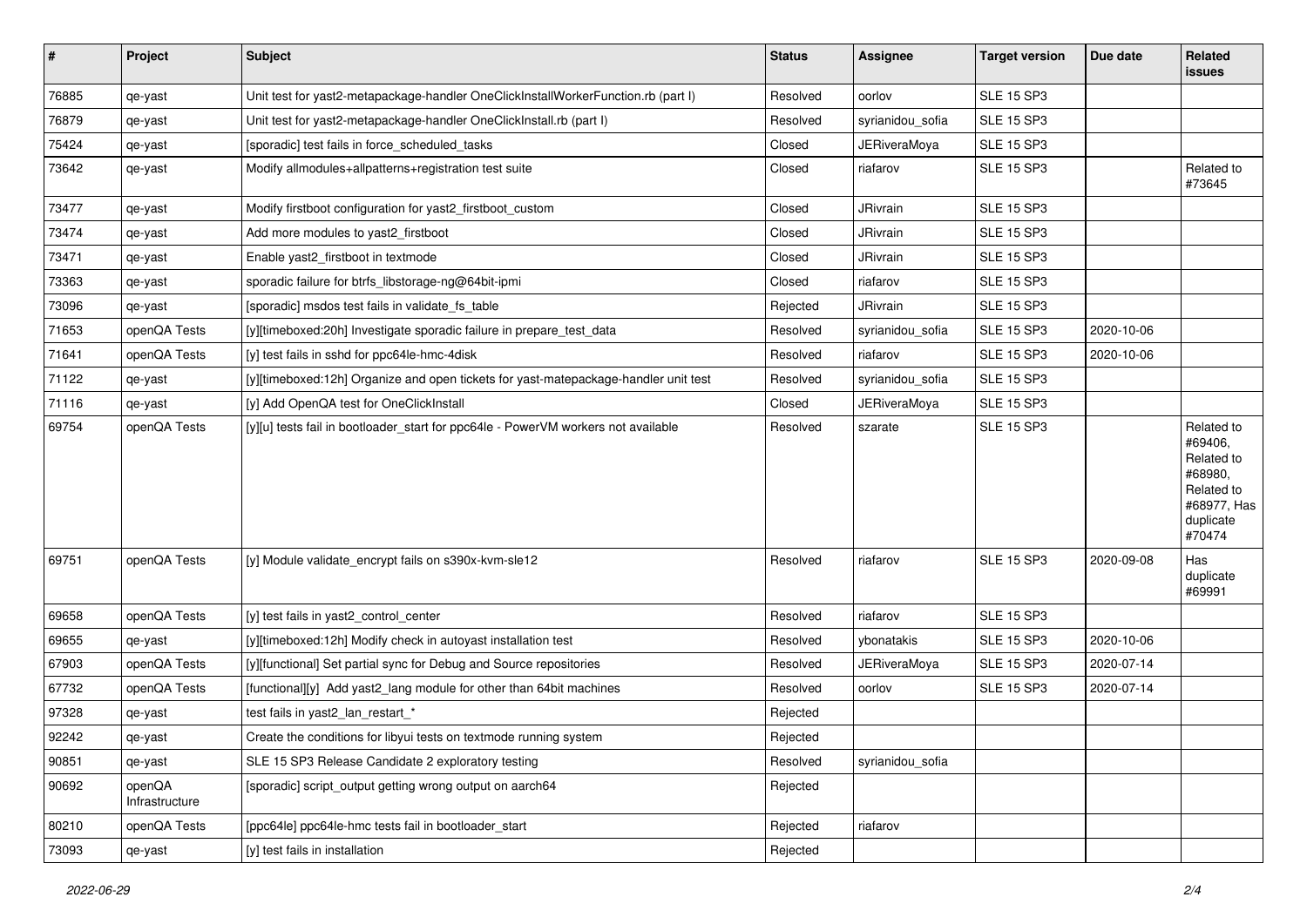| # | Project | Subject | Status | Assignee | Target version | Due date | Related issues |
|---|---|---|---|---|---|---|---|
| 76885 | qe-yast | Unit test for yast2-metapackage-handler OneClickInstallWorkerFunction.rb (part I) | Resolved | oorlov | SLE 15 SP3 | | |
| 76879 | qe-yast | Unit test for yast2-metapackage-handler OneClickInstall.rb (part I) | Resolved | syrianidou_sofia | SLE 15 SP3 | | |
| 75424 | qe-yast | [sporadic] test fails in force_scheduled_tasks | Closed | JERiveraMoya | SLE 15 SP3 | | |
| 73642 | qe-yast | Modify allmodules+allpatterns+registration test suite | Closed | riafarov | SLE 15 SP3 | | Related to #73645 |
| 73477 | qe-yast | Modify firstboot configuration for yast2_firstboot_custom | Closed | JRivrain | SLE 15 SP3 | | |
| 73474 | qe-yast | Add more modules to yast2_firstboot | Closed | JRivrain | SLE 15 SP3 | | |
| 73471 | qe-yast | Enable yast2_firstboot in textmode | Closed | JRivrain | SLE 15 SP3 | | |
| 73363 | qe-yast | sporadic failure for btrfs_libstorage-ng@64bit-ipmi | Closed | riafarov | SLE 15 SP3 | | |
| 73096 | qe-yast | [sporadic] msdos test fails in validate_fs_table | Rejected | JRivrain | SLE 15 SP3 | | |
| 71653 | openQA Tests | [y][timeboxed:20h] Investigate sporadic failure in prepare_test_data | Resolved | syrianidou_sofia | SLE 15 SP3 | 2020-10-06 | |
| 71641 | openQA Tests | [y] test fails in sshd for ppc64le-hmc-4disk | Resolved | riafarov | SLE 15 SP3 | 2020-10-06 | |
| 71122 | qe-yast | [y][timeboxed:12h] Organize and open tickets for yast-matepackage-handler unit test | Resolved | syrianidou_sofia | SLE 15 SP3 | | |
| 71116 | qe-yast | [y] Add OpenQA test for OneClickInstall | Closed | JERiveraMoya | SLE 15 SP3 | | |
| 69754 | openQA Tests | [y][u] tests fail in bootloader_start for ppc64le - PowerVM workers not available | Resolved | szarate | SLE 15 SP3 | | Related to #69406, Related to #68980, Related to #68977, Has duplicate #70474 |
| 69751 | openQA Tests | [y] Module validate_encrypt fails on s390x-kvm-sle12 | Resolved | riafarov | SLE 15 SP3 | 2020-09-08 | Has duplicate #69991 |
| 69658 | openQA Tests | [y] test fails in yast2_control_center | Resolved | riafarov | SLE 15 SP3 | | |
| 69655 | qe-yast | [y][timeboxed:12h] Modify check in autoyast installation test | Resolved | ybonatakis | SLE 15 SP3 | 2020-10-06 | |
| 67903 | openQA Tests | [y][functional] Set partial sync for Debug and Source repositories | Resolved | JERiveraMoya | SLE 15 SP3 | 2020-07-14 | |
| 67732 | openQA Tests | [functional][y] Add yast2_lang module for other than 64bit machines | Resolved | oorlov | SLE 15 SP3 | 2020-07-14 | |
| 97328 | qe-yast | test fails in yast2_lan_restart_* | Rejected | | | | |
| 92242 | qe-yast | Create the conditions for libyui tests on textmode running system | Rejected | | | | |
| 90851 | qe-yast | SLE 15 SP3 Release Candidate 2 exploratory testing | Resolved | syrianidou_sofia | | | |
| 90692 | openQA Infrastructure | [sporadic] script_output getting wrong output on aarch64 | Rejected | | | | |
| 80210 | openQA Tests | [ppc64le] ppc64le-hmc tests fail in bootloader_start | Rejected | riafarov | | | |
| 73093 | qe-yast | [y] test fails in installation | Rejected | | | | |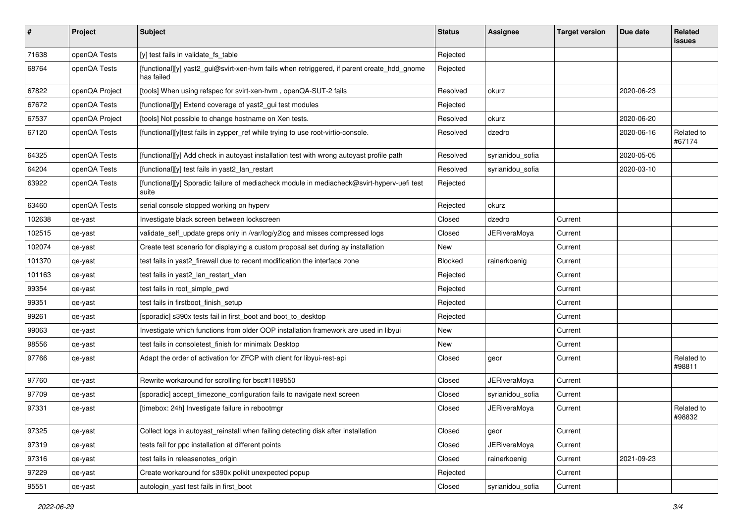| # | Project | Subject | Status | Assignee | Target version | Due date | Related issues |
|---|---|---|---|---|---|---|---|
| 71638 | openQA Tests | [y] test fails in validate_fs_table | Rejected | | | | |
| 68764 | openQA Tests | [functional][y] yast2_gui@svirt-xen-hvm fails when retriggered, if parent create_hdd_gnome has failed | Rejected | | | | |
| 67822 | openQA Project | [tools] When using refspec for svirt-xen-hvm , openQA-SUT-2 fails | Resolved | okurz | | 2020-06-23 | |
| 67672 | openQA Tests | [functional][y] Extend coverage of yast2_gui test modules | Rejected | | | | |
| 67537 | openQA Project | [tools] Not possible to change hostname on Xen tests. | Resolved | okurz | | 2020-06-20 | |
| 67120 | openQA Tests | [functional][y]test fails in zypper_ref while trying to use root-virtio-console. | Resolved | dzedro | | 2020-06-16 | Related to #67174 |
| 64325 | openQA Tests | [functional][y] Add check in autoyast installation test with wrong autoyast profile path | Resolved | syrianidou_sofia | | 2020-05-05 | |
| 64204 | openQA Tests | [functional][y] test fails in yast2_lan_restart | Resolved | syrianidou_sofia | | 2020-03-10 | |
| 63922 | openQA Tests | [functional][y] Sporadic failure of mediacheck module in mediacheck@svirt-hyperv-uefi test suite | Rejected | | | | |
| 63460 | openQA Tests | serial console stopped working on hyperv | Rejected | okurz | | | |
| 102638 | qe-yast | Investigate black screen between lockscreen | Closed | dzedro | Current | | |
| 102515 | qe-yast | validate_self_update greps only in /var/log/y2log and misses compressed logs | Closed | JERiveraMoya | Current | | |
| 102074 | qe-yast | Create test scenario for displaying a custom proposal set during ay installation | New | | Current | | |
| 101370 | qe-yast | test fails in yast2_firewall due to recent modification the interface zone | Blocked | rainerkoenig | Current | | |
| 101163 | qe-yast | test fails in yast2_lan_restart_vlan | Rejected | | Current | | |
| 99354 | qe-yast | test fails in root_simple_pwd | Rejected | | Current | | |
| 99351 | qe-yast | test fails in firstboot_finish_setup | Rejected | | Current | | |
| 99261 | qe-yast | [sporadic] s390x tests fail in first_boot and boot_to_desktop | Rejected | | Current | | |
| 99063 | qe-yast | Investigate which functions from older OOP installation framework are used in libyui | New | | Current | | |
| 98556 | qe-yast | test fails in consoletest_finish for minimalx Desktop | New | | Current | | |
| 97766 | qe-yast | Adapt the order of activation for ZFCP with client for libyui-rest-api | Closed | geor | Current | | Related to #98811 |
| 97760 | qe-yast | Rewrite workaround for scrolling for bsc#1189550 | Closed | JERiveraMoya | Current | | |
| 97709 | qe-yast | [sporadic] accept_timezone_configuration fails to navigate next screen | Closed | syrianidou_sofia | Current | | |
| 97331 | qe-yast | [timebox: 24h] Investigate failure in rebootmgr | Closed | JERiveraMoya | Current | | Related to #98832 |
| 97325 | qe-yast | Collect logs in autoyast_reinstall when failing detecting disk after installation | Closed | geor | Current | | |
| 97319 | qe-yast | tests fail for ppc installation at different points | Closed | JERiveraMoya | Current | | |
| 97316 | qe-yast | test fails in releasenotes_origin | Closed | rainerkoenig | Current | 2021-09-23 | |
| 97229 | qe-yast | Create workaround for s390x polkit unexpected popup | Rejected | | Current | | |
| 95551 | qe-yast | autologin_yast test fails in first_boot | Closed | syrianidou_sofia | Current | | |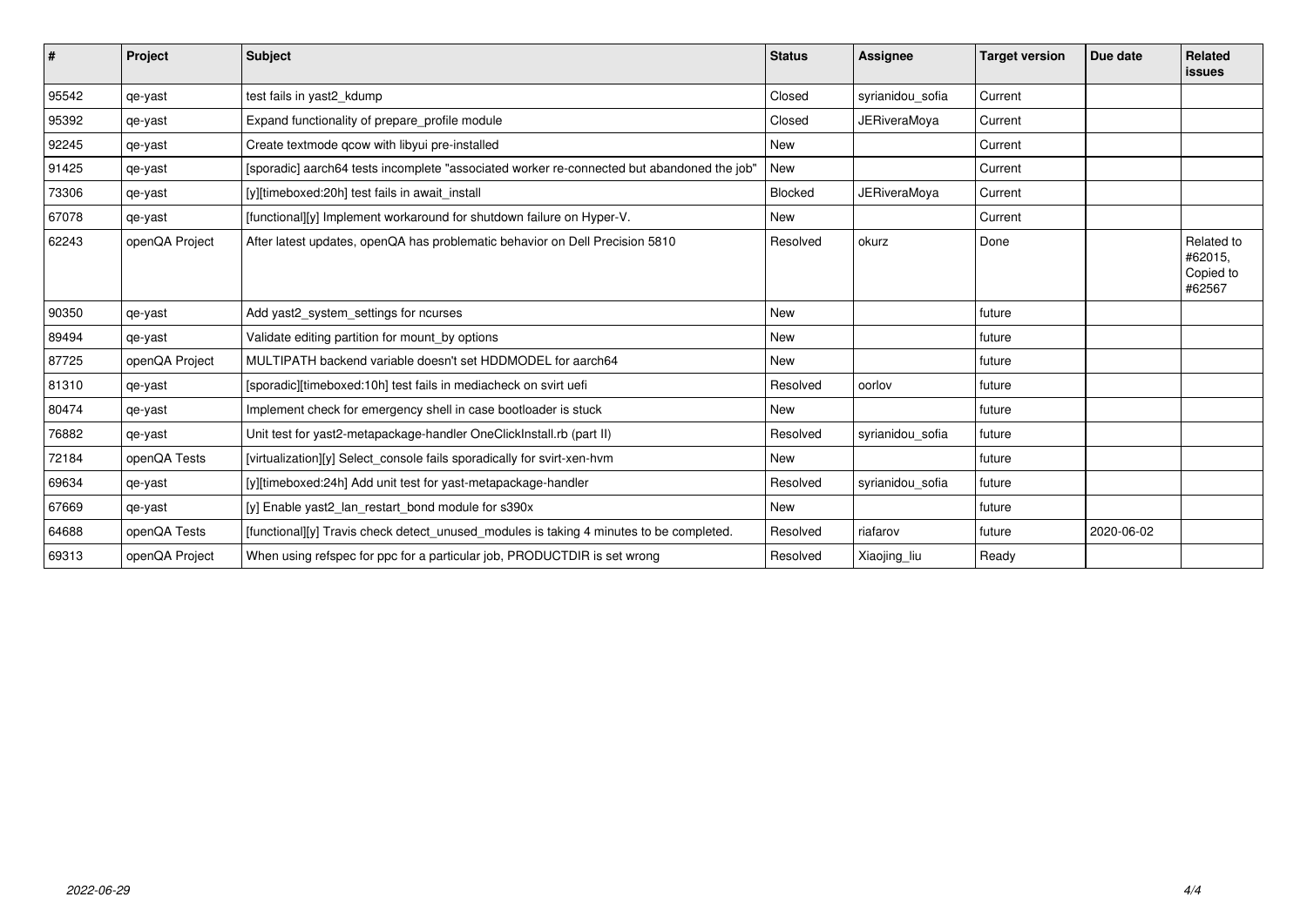| # | Project | Subject | Status | Assignee | Target version | Due date | Related issues |
|---|---|---|---|---|---|---|---|
| 95542 | qe-yast | test fails in yast2_kdump | Closed | syrianidou_sofia | Current | | |
| 95392 | qe-yast | Expand functionality of prepare_profile module | Closed | JERiveraMoya | Current | | |
| 92245 | qe-yast | Create textmode qcow with libyui pre-installed | New | | Current | | |
| 91425 | qe-yast | [sporadic] aarch64 tests incomplete "associated worker re-connected but abandoned the job" | New | | Current | | |
| 73306 | qe-yast | [y][timeboxed:20h] test fails in await_install | Blocked | JERiveraMoya | Current | | |
| 67078 | qe-yast | [functional][y] Implement workaround for shutdown failure on Hyper-V. | New | | Current | | |
| 62243 | openQA Project | After latest updates, openQA has problematic behavior on Dell Precision 5810 | Resolved | okurz | Done | | Related to #62015, Copied to #62567 |
| 90350 | qe-yast | Add yast2_system_settings for ncurses | New | | future | | |
| 89494 | qe-yast | Validate editing partition for mount_by options | New | | future | | |
| 87725 | openQA Project | MULTIPATH backend variable doesn't set HDDMODEL for aarch64 | New | | future | | |
| 81310 | qe-yast | [sporadic][timeboxed:10h] test fails in mediacheck on svirt uefi | Resolved | oorlov | future | | |
| 80474 | qe-yast | Implement check for emergency shell in case bootloader is stuck | New | | future | | |
| 76882 | qe-yast | Unit test for yast2-metapackage-handler OneClickInstall.rb (part II) | Resolved | syrianidou_sofia | future | | |
| 72184 | openQA Tests | [virtualization][y] Select_console fails sporadically for svirt-xen-hvm | New | | future | | |
| 69634 | qe-yast | [y][timeboxed:24h] Add unit test for yast-metapackage-handler | Resolved | syrianidou_sofia | future | | |
| 67669 | qe-yast | [y] Enable yast2_lan_restart_bond module for s390x | New | | future | | |
| 64688 | openQA Tests | [functional][y] Travis check detect_unused_modules is taking 4 minutes to be completed. | Resolved | riafarov | future | 2020-06-02 | |
| 69313 | openQA Project | When using refspec for ppc for a particular job, PRODUCTDIR is set wrong | Resolved | Xiaojing_liu | Ready | | |